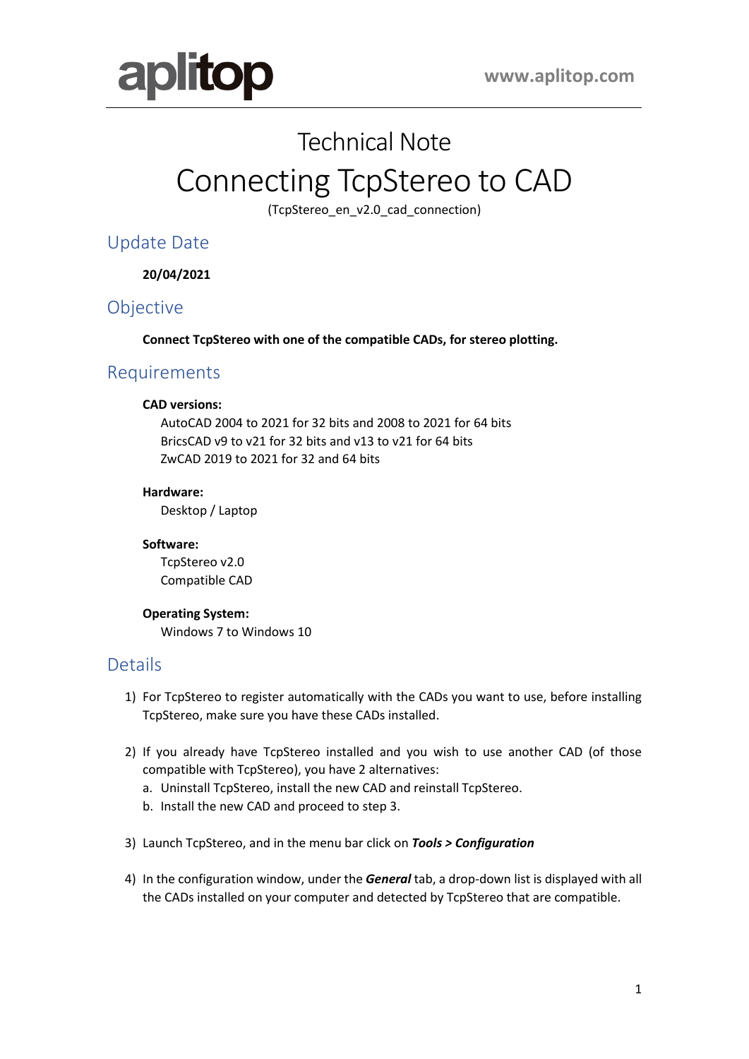aplitop

www.aplitop.com

# Technical Note

# Connecting TcpStereo to CAD

(TcpStereo_en_v2.0_cad_connection)

## Update Date

**20/04/2021**

## Objective

**Connect TcpStereo with one of the compatible CADs, for stereo plotting.**

## Requirements

**CAD versions:**

AutoCAD 2004 to 2021 for 32 bits and 2008 to 2021 for 64 bits
BricsCAD v9 to v21 for 32 bits and v13 to v21 for 64 bits
ZwCAD 2019 to 2021 for 32 and 64 bits

**Hardware:**

Desktop / Laptop

**Software:**

TcpStereo v2.0
Compatible CAD

**Operating System:**

Windows 7 to Windows 10

## Details

1) For TcpStereo to register automatically with the CADs you want to use, before installing TcpStereo, make sure you have these CADs installed.

2) If you already have TcpStereo installed and you wish to use another CAD (of those compatible with TcpStereo), you have 2 alternatives:
   a. Uninstall TcpStereo, install the new CAD and reinstall TcpStereo.
   b. Install the new CAD and proceed to step 3.

3) Launch TcpStereo, and in the menu bar click on ***Tools > Configuration***

4) In the configuration window, under the ***General*** tab, a drop-down list is displayed with all the CADs installed on your computer and detected by TcpStereo that are compatible.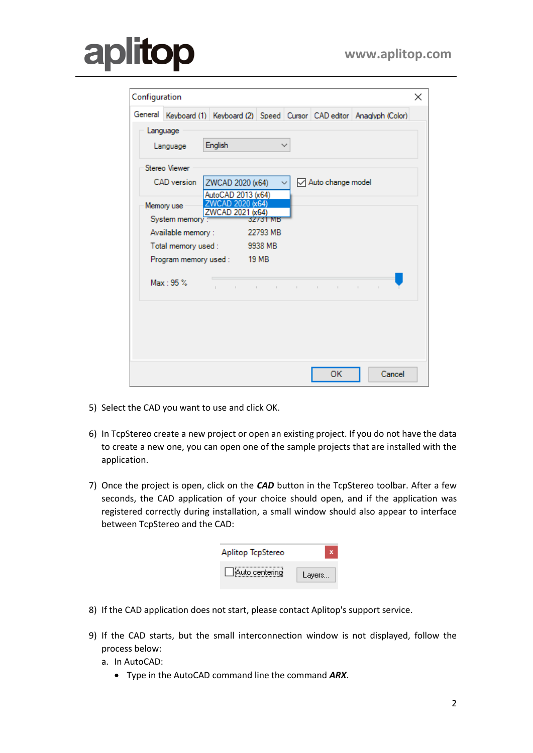5) Select the CAD you want to use and click OK.

6) In TcpStereo create a new project or open an existing project. If you do not have the data to create a new one, you can open one of the sample projects that are installed with the application.

7) Once the project is open, click on the ***CAD*** button in the TcpStereo toolbar. After a few seconds, the CAD application of your choice should open, and if the application was registered correctly during installation, a small window should also appear to interface between TcpStereo and the CAD:

8) If the CAD application does not start, please contact Aplitop's support service.

9) If the CAD starts, but the small interconnection window is not displayed, follow the process below:
   a. In AutoCAD:
      - Type in the AutoCAD command line the command ***ARX***.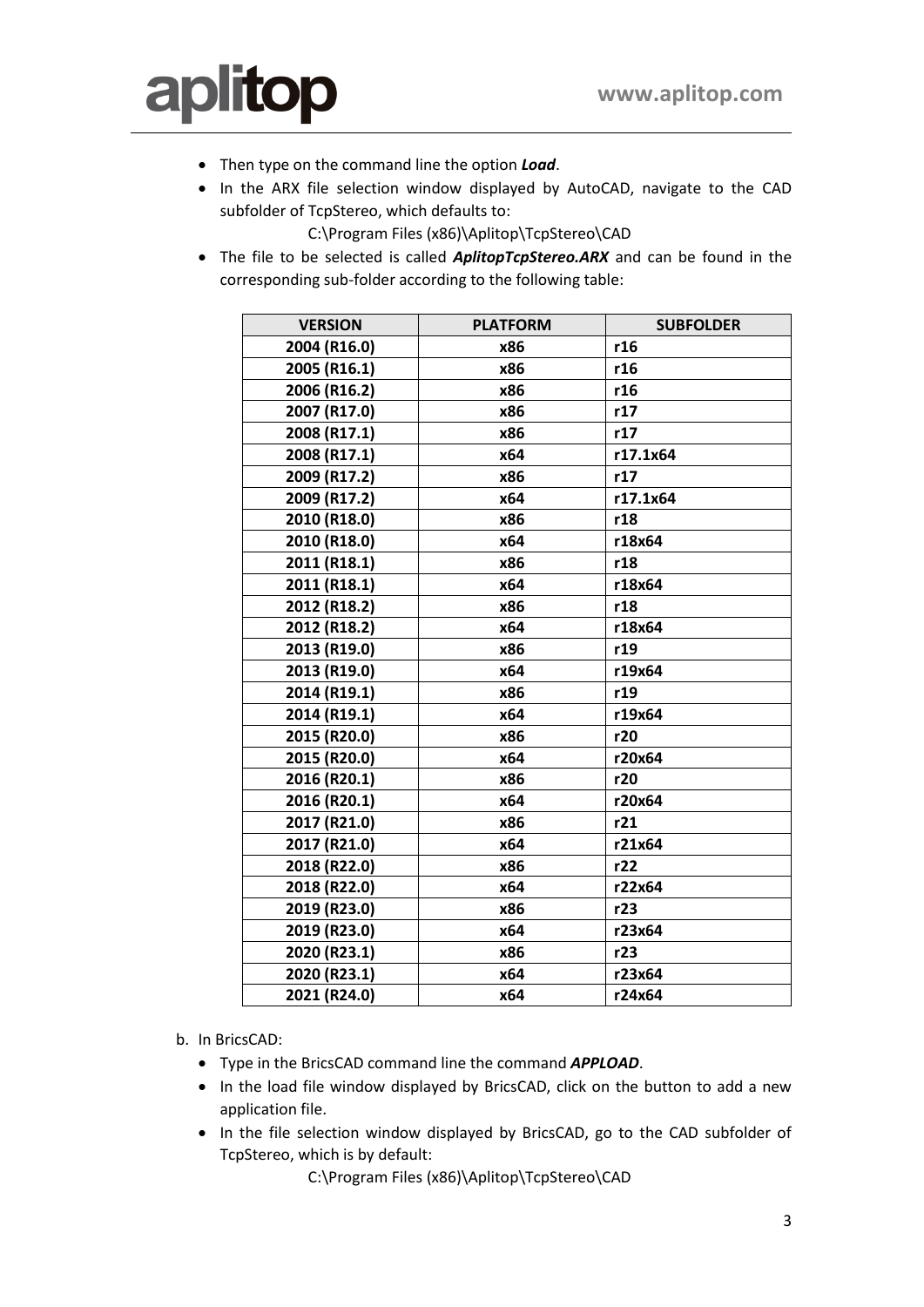- Then type on the command line the option ***Load***.
- In the ARX file selection window displayed by AutoCAD, navigate to the CAD subfolder of TcpStereo, which defaults to:

  C:\Program Files (x86)\Aplitop\TcpStereo\CAD

- The file to be selected is called ***AplitopTcpStereo.ARX*** and can be found in the corresponding sub-folder according to the following table:

| VERSION | PLATFORM | SUBFOLDER |
|---|---|---|
| 2004 (R16.0) | x86 | r16 |
| 2005 (R16.1) | x86 | r16 |
| 2006 (R16.2) | x86 | r16 |
| 2007 (R17.0) | x86 | r17 |
| 2008 (R17.1) | x86 | r17 |
| 2008 (R17.1) | x64 | r17.1x64 |
| 2009 (R17.2) | x86 | r17 |
| 2009 (R17.2) | x64 | r17.1x64 |
| 2010 (R18.0) | x86 | r18 |
| 2010 (R18.0) | x64 | r18x64 |
| 2011 (R18.1) | x86 | r18 |
| 2011 (R18.1) | x64 | r18x64 |
| 2012 (R18.2) | x86 | r18 |
| 2012 (R18.2) | x64 | r18x64 |
| 2013 (R19.0) | x86 | r19 |
| 2013 (R19.0) | x64 | r19x64 |
| 2014 (R19.1) | x86 | r19 |
| 2014 (R19.1) | x64 | r19x64 |
| 2015 (R20.0) | x86 | r20 |
| 2015 (R20.0) | x64 | r20x64 |
| 2016 (R20.1) | x86 | r20 |
| 2016 (R20.1) | x64 | r20x64 |
| 2017 (R21.0) | x86 | r21 |
| 2017 (R21.0) | x64 | r21x64 |
| 2018 (R22.0) | x86 | r22 |
| 2018 (R22.0) | x64 | r22x64 |
| 2019 (R23.0) | x86 | r23 |
| 2019 (R23.0) | x64 | r23x64 |
| 2020 (R23.1) | x86 | r23 |
| 2020 (R23.1) | x64 | r23x64 |
| 2021 (R24.0) | x64 | r24x64 |

b. In BricsCAD:

- Type in the BricsCAD command line the command ***APPLOAD***.
- In the load file window displayed by BricsCAD, click on the button to add a new application file.
- In the file selection window displayed by BricsCAD, go to the CAD subfolder of TcpStereo, which is by default:

  C:\Program Files (x86)\Aplitop\TcpStereo\CAD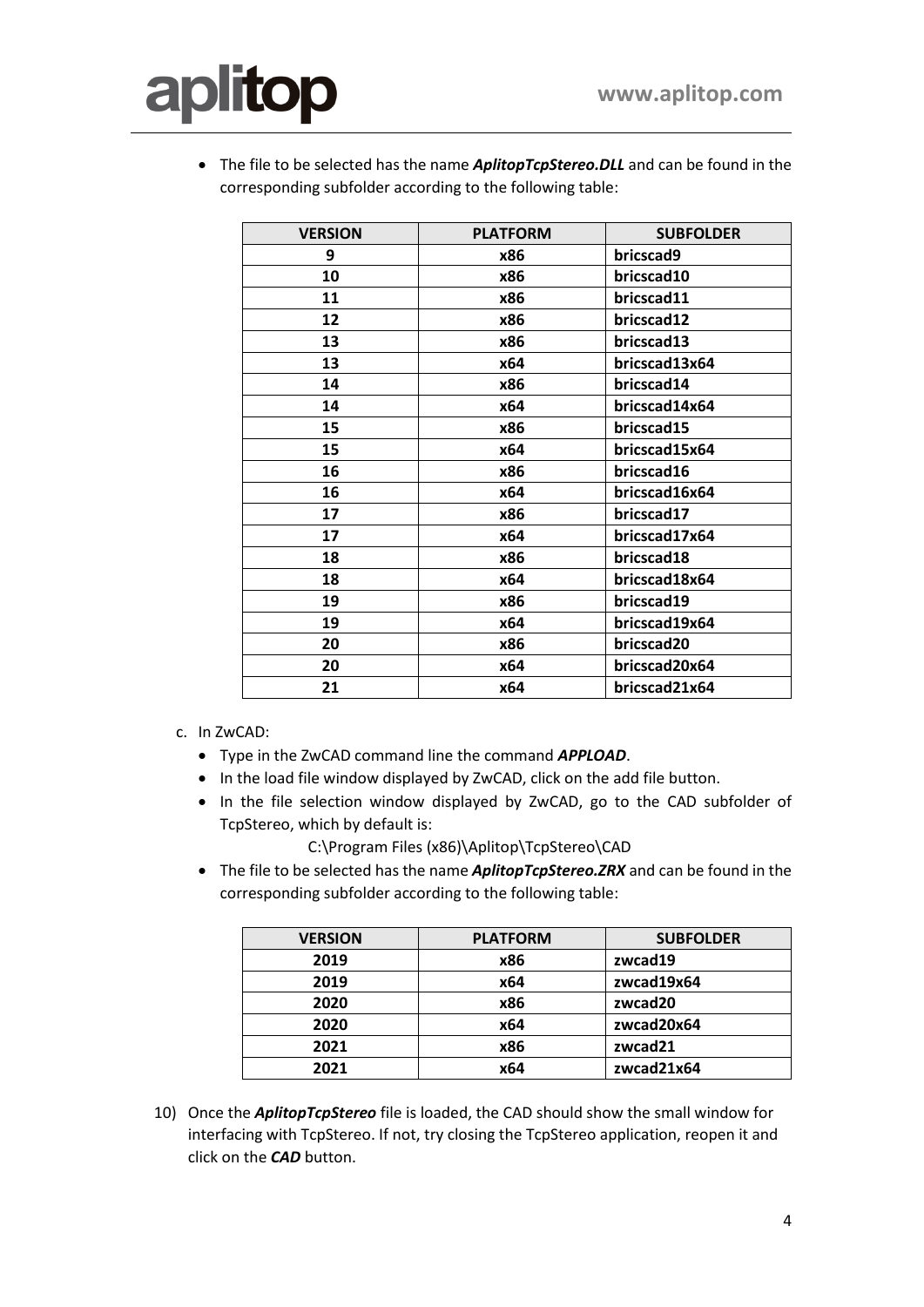- The file to be selected has the name ***AplitopTcpStereo.DLL*** and can be found in the corresponding subfolder according to the following table:

| VERSION | PLATFORM | SUBFOLDER |
|---|---|---|
| 9 | x86 | bricscad9 |
| 10 | x86 | bricscad10 |
| 11 | x86 | bricscad11 |
| 12 | x86 | bricscad12 |
| 13 | x86 | bricscad13 |
| 13 | x64 | bricscad13x64 |
| 14 | x86 | bricscad14 |
| 14 | x64 | bricscad14x64 |
| 15 | x86 | bricscad15 |
| 15 | x64 | bricscad15x64 |
| 16 | x86 | bricscad16 |
| 16 | x64 | bricscad16x64 |
| 17 | x86 | bricscad17 |
| 17 | x64 | bricscad17x64 |
| 18 | x86 | bricscad18 |
| 18 | x64 | bricscad18x64 |
| 19 | x86 | bricscad19 |
| 19 | x64 | bricscad19x64 |
| 20 | x86 | bricscad20 |
| 20 | x64 | bricscad20x64 |
| 21 | x64 | bricscad21x64 |

c. In ZwCAD:
   - Type in the ZwCAD command line the command ***APPLOAD***.
   - In the load file window displayed by ZwCAD, click on the add file button.
   - In the file selection window displayed by ZwCAD, go to the CAD subfolder of TcpStereo, which by default is:

     C:\Program Files (x86)\Aplitop\TcpStereo\CAD
   - The file to be selected has the name ***AplitopTcpStereo.ZRX*** and can be found in the corresponding subfolder according to the following table:

| VERSION | PLATFORM | SUBFOLDER |
|---|---|---|
| 2019 | x86 | zwcad19 |
| 2019 | x64 | zwcad19x64 |
| 2020 | x86 | zwcad20 |
| 2020 | x64 | zwcad20x64 |
| 2021 | x86 | zwcad21 |
| 2021 | x64 | zwcad21x64 |

10) Once the ***AplitopTcpStereo*** file is loaded, the CAD should show the small window for interfacing with TcpStereo. If not, try closing the TcpStereo application, reopen it and click on the ***CAD*** button.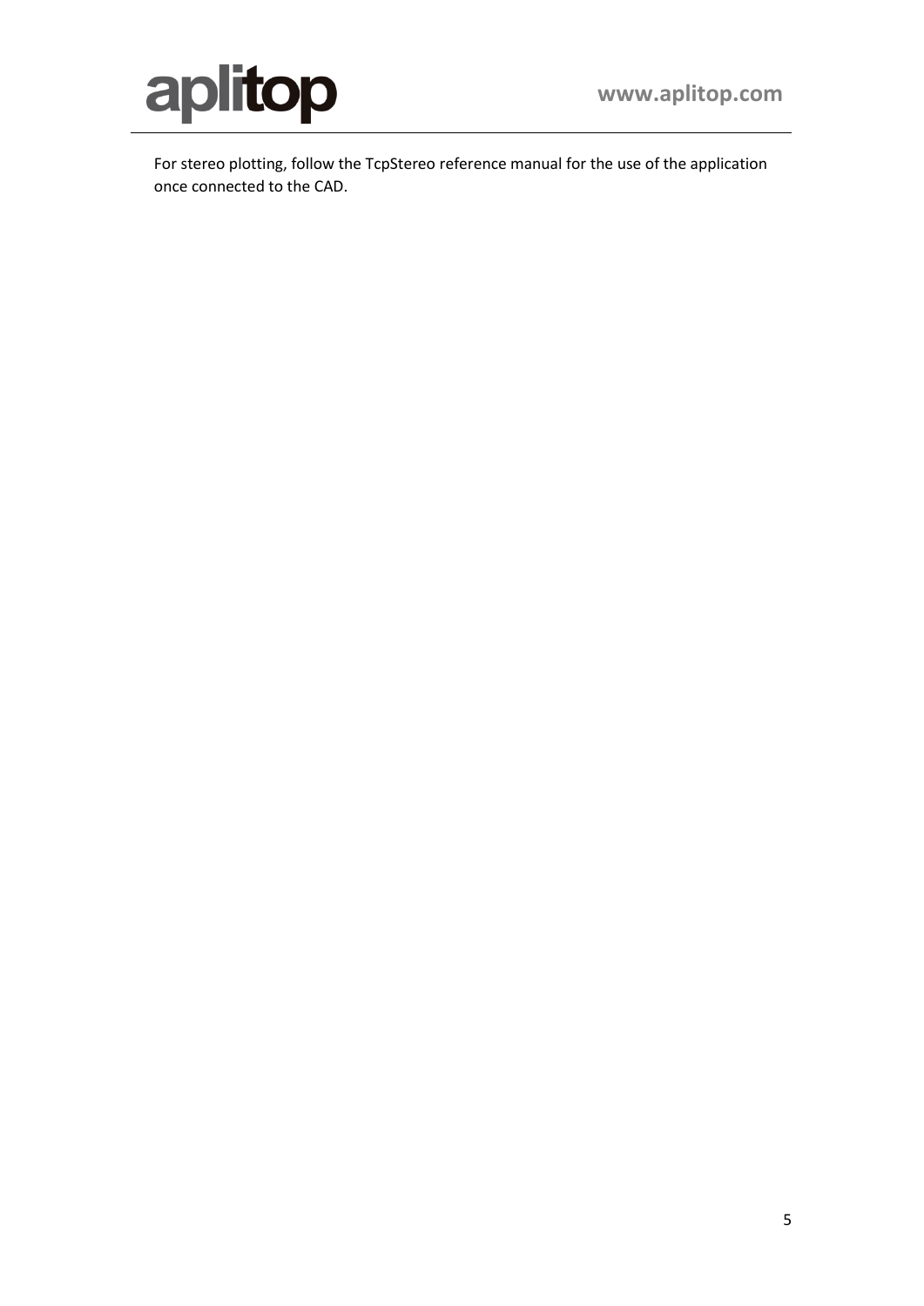For stereo plotting, follow the TcpStereo reference manual for the use of the application once connected to the CAD.